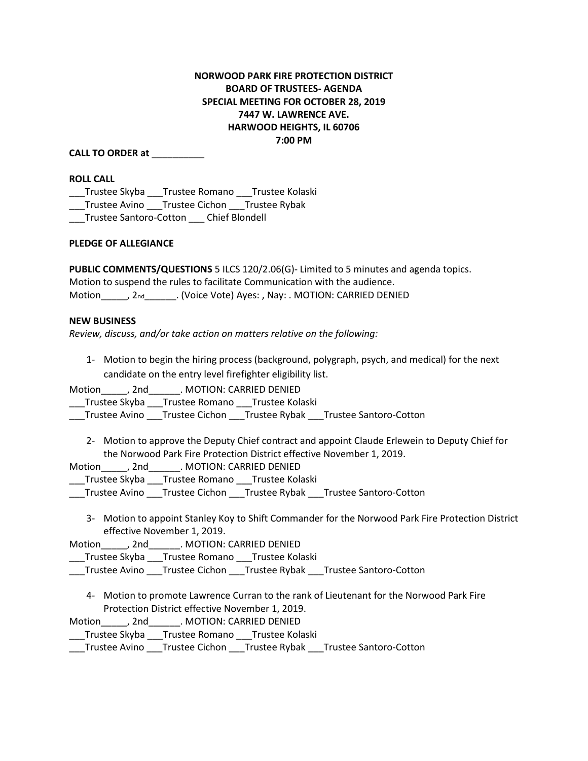**NORWOOD PARK FIRE PROTECTION DISTRICT**
**BOARD OF TRUSTEES- AGENDA**
**SPECIAL MEETING FOR OCTOBER 28, 2019**
**7447 W. LAWRENCE AVE.**
**HARWOOD HEIGHTS, IL 60706**
**7:00 PM**

**CALL TO ORDER at __________**

**ROLL CALL**

___Trustee Skyba ___Trustee Romano ___Trustee Kolaski
___Trustee Avino ___Trustee Cichon ___Trustee Rybak
___Trustee Santoro-Cotton ___ Chief Blondell

**PLEDGE OF ALLEGIANCE**

**PUBLIC COMMENTS/QUESTIONS** 5 ILCS 120/2.06(G)- Limited to 5 minutes and agenda topics.
Motion to suspend the rules to facilitate Communication with the audience.
Motion_____, 2nd______. (Voice Vote) Ayes: , Nay: . MOTION: CARRIED DENIED

**NEW BUSINESS**

*Review, discuss, and/or take action on matters relative on the following:*

1- Motion to begin the hiring process (background, polygraph, psych, and medical) for the next candidate on the entry level firefighter eligibility list.

Motion_____, 2nd______. MOTION: CARRIED DENIED
___Trustee Skyba ___Trustee Romano ___Trustee Kolaski
___Trustee Avino ___Trustee Cichon ___Trustee Rybak ___Trustee Santoro-Cotton

2- Motion to approve the Deputy Chief contract and appoint Claude Erlewein to Deputy Chief for the Norwood Park Fire Protection District effective November 1, 2019.

Motion_____, 2nd______. MOTION: CARRIED DENIED
___Trustee Skyba ___Trustee Romano ___Trustee Kolaski
___Trustee Avino ___Trustee Cichon ___Trustee Rybak ___Trustee Santoro-Cotton

3- Motion to appoint Stanley Koy to Shift Commander for the Norwood Park Fire Protection District effective November 1, 2019.

Motion_____, 2nd______. MOTION: CARRIED DENIED
___Trustee Skyba ___Trustee Romano ___Trustee Kolaski
___Trustee Avino ___Trustee Cichon ___Trustee Rybak ___Trustee Santoro-Cotton

4- Motion to promote Lawrence Curran to the rank of Lieutenant for the Norwood Park Fire Protection District effective November 1, 2019.

Motion_____, 2nd______. MOTION: CARRIED DENIED
___Trustee Skyba ___Trustee Romano ___Trustee Kolaski
___Trustee Avino ___Trustee Cichon ___Trustee Rybak ___Trustee Santoro-Cotton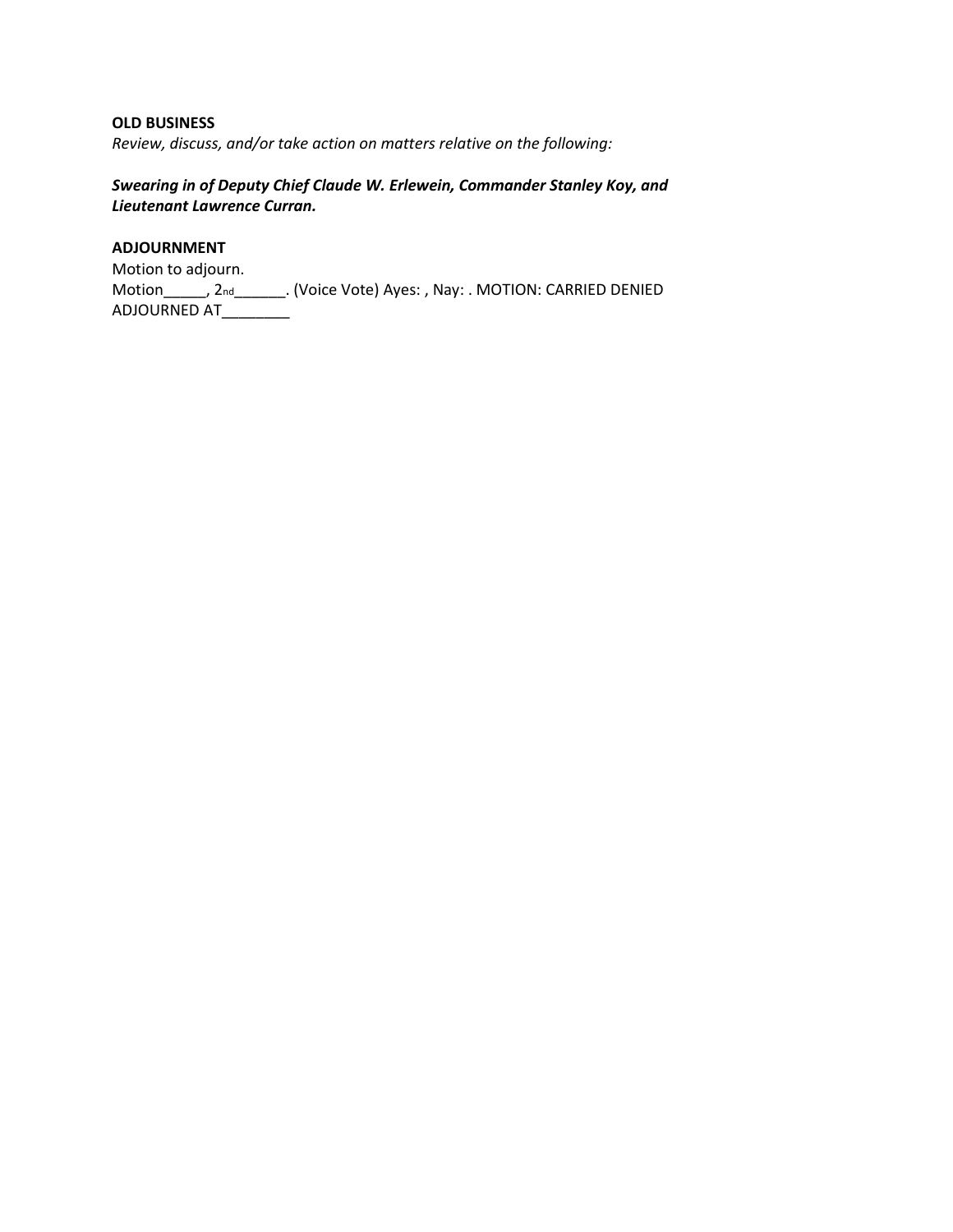**OLD BUSINESS**

*Review, discuss, and/or take action on matters relative on the following:*

***Swearing in of Deputy Chief Claude W. Erlewein, Commander Stanley Koy, and Lieutenant Lawrence Curran.***

**ADJOURNMENT**

Motion to adjourn.

Motion_____, 2nd______. (Voice Vote) Ayes: , Nay: . MOTION: CARRIED DENIED

ADJOURNED AT________